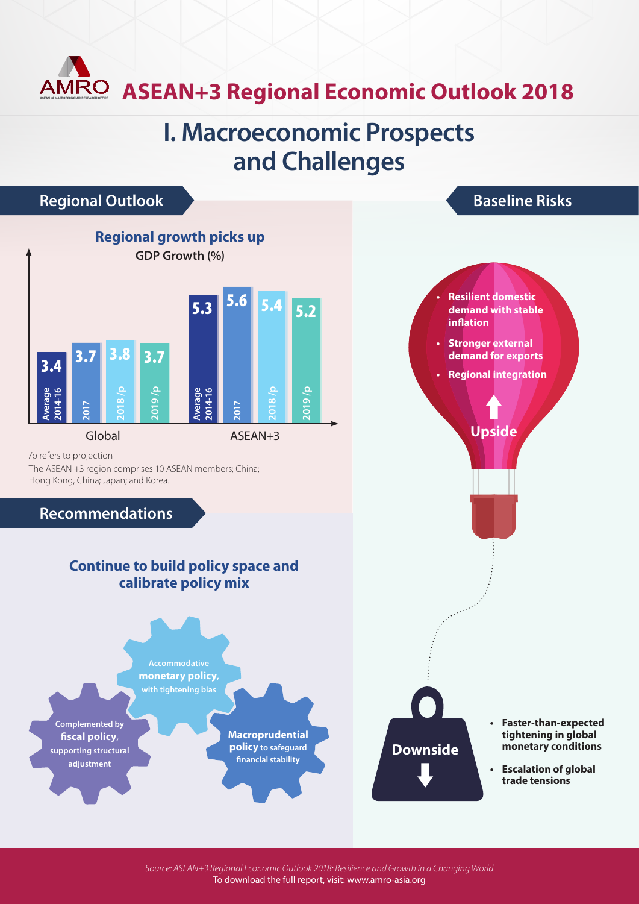# ASEAN+3 Regional Economic Outlook 2018

## I. Macroeconomic Prospects and Challenges

### Regional Outlook

**Regional growth picks up**

GDP Growth (%)

| | Average 2014-16 | 2017 | 2018/p | 2019/p |
|---|---|---|---|---|
| Global | 3.4 | 3.7 | 3.8 | 3.7 |
| ASEAN+3 | 5.3 | 5.6 | 5.4 | 5.2 |

/p refers to projection

The ASEAN +3 region comprises 10 ASEAN members; China; Hong Kong, China; Japan; and Korea.

### Baseline Risks

**Upside**

- **Resilient domestic demand with stable inflation**
- **Stronger external demand for exports**
- **Regional integration**

**Downside**

- **Faster-than-expected tightening in global monetary conditions**
- **Escalation of global trade tensions**

### Recommendations

**Continue to build policy space and calibrate policy mix**

- Accommodative **monetary policy**, with tightening bias
- Complemented by **fiscal policy**, supporting structural adjustment
- **Macroprudential policy** to safeguard financial stability

*Source: ASEAN+3 Regional Economic Outlook 2018: Resilience and Growth in a Changing World*

To download the full report, visit: www.amro-asia.org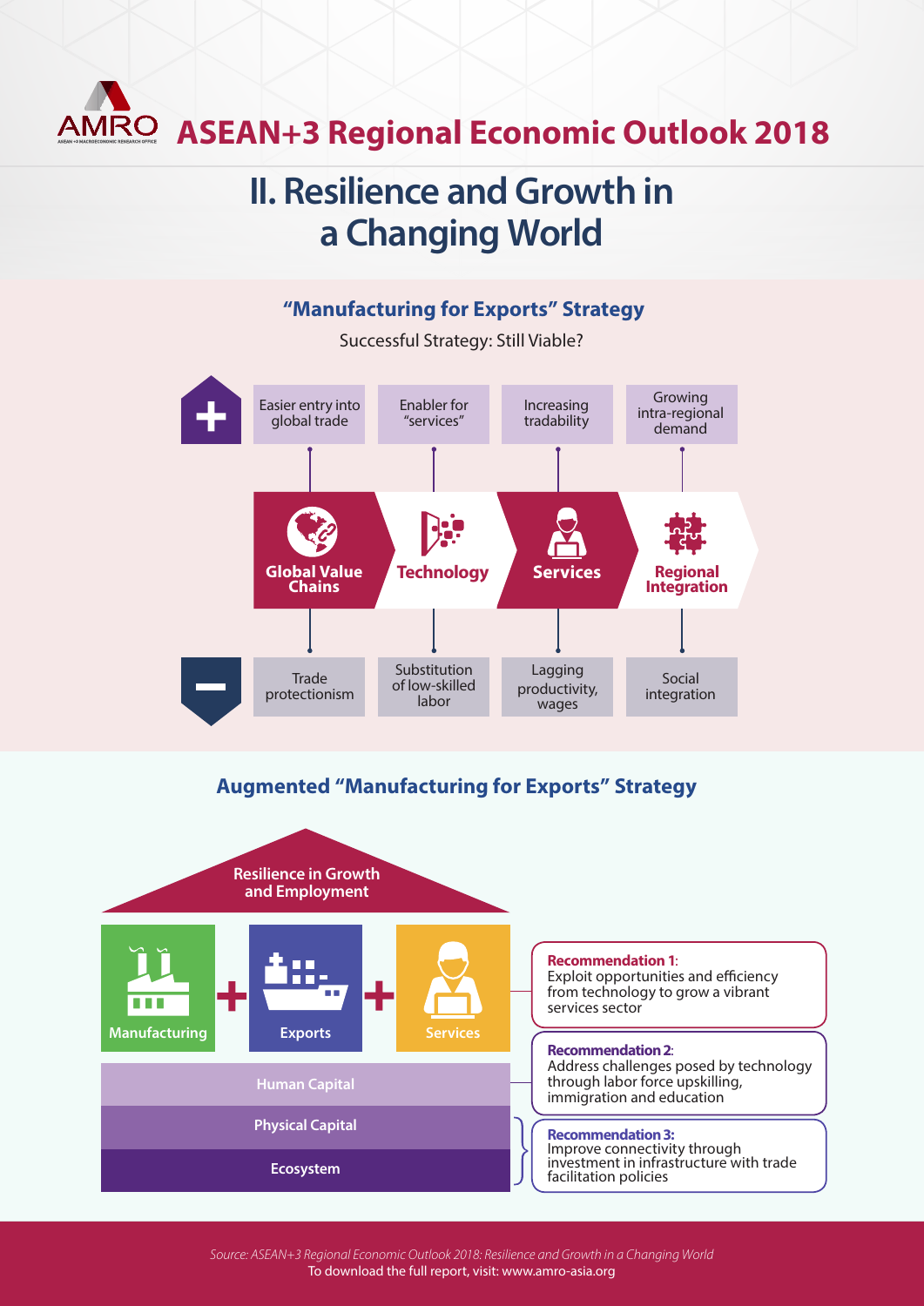# ASEAN+3 Regional Economic Outlook 2018

## II. Resilience and Growth in a Changing World

### "Manufacturing for Exports" Strategy

Successful Strategy: Still Viable?

**+**

- Easier entry into global trade
- Enabler for "services"
- Increasing tradability
- Growing intra-regional demand

**Global Value Chains** | **Technology** | **Services** | **Regional Integration**

**−**

- Trade protectionism
- Substitution of low-skilled labor
- Lagging productivity, wages
- Social integration

### Augmented "Manufacturing for Exports" Strategy

**Resilience in Growth and Employment**

Manufacturing + Exports + Services

Human Capital

Physical Capital

Ecosystem

**Recommendation 1**: Exploit opportunities and efficiency from technology to grow a vibrant services sector

**Recommendation 2**: Address challenges posed by technology through labor force upskilling, immigration and education

**Recommendation 3:** Improve connectivity through investment in infrastructure with trade facilitation policies

*Source: ASEAN+3 Regional Economic Outlook 2018: Resilience and Growth in a Changing World*

To download the full report, visit: www.amro-asia.org